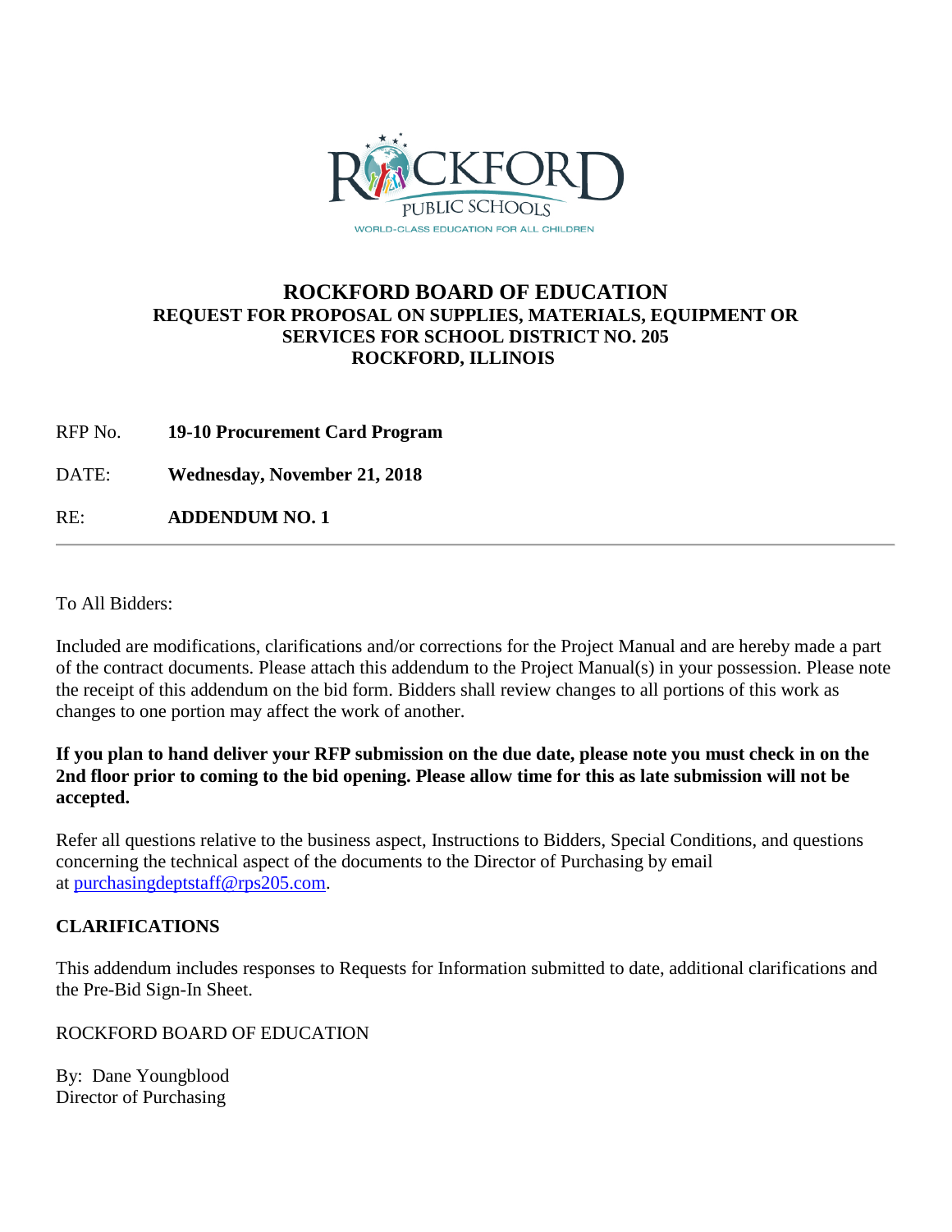# ROCKFORD BOARD OF EDUCATION

## REQUEST FOR PROPOSAL ON SUPPLIES, MATERIALS, EQUIPMENT OR SERVICES FOR SCHOOL DISTRICT NO. 205
## ROCKFORD, ILLINOIS

RFP No. **19-10 Procurement Card Program**

DATE: **Wednesday, November 21, 2018**

RE: **ADDENDUM NO. 1**

---

To All Bidders:

Included are modifications, clarifications and/or corrections for the Project Manual and are hereby made a part of the contract documents. Please attach this addendum to the Project Manual(s) in your possession. Please note the receipt of this addendum on the bid form. Bidders shall review changes to all portions of this work as changes to one portion may affect the work of another.

**If you plan to hand deliver your RFP submission on the due date, please note you must check in on the 2nd floor prior to coming to the bid opening. Please allow time for this as late submission will not be accepted.**

Refer all questions relative to the business aspect, Instructions to Bidders, Special Conditions, and questions concerning the technical aspect of the documents to the Director of Purchasing by email at purchasingdeptstaff@rps205.com.

### CLARIFICATIONS

This addendum includes responses to Requests for Information submitted to date, additional clarifications and the Pre-Bid Sign-In Sheet.

ROCKFORD BOARD OF EDUCATION

By: Dane Youngblood
Director of Purchasing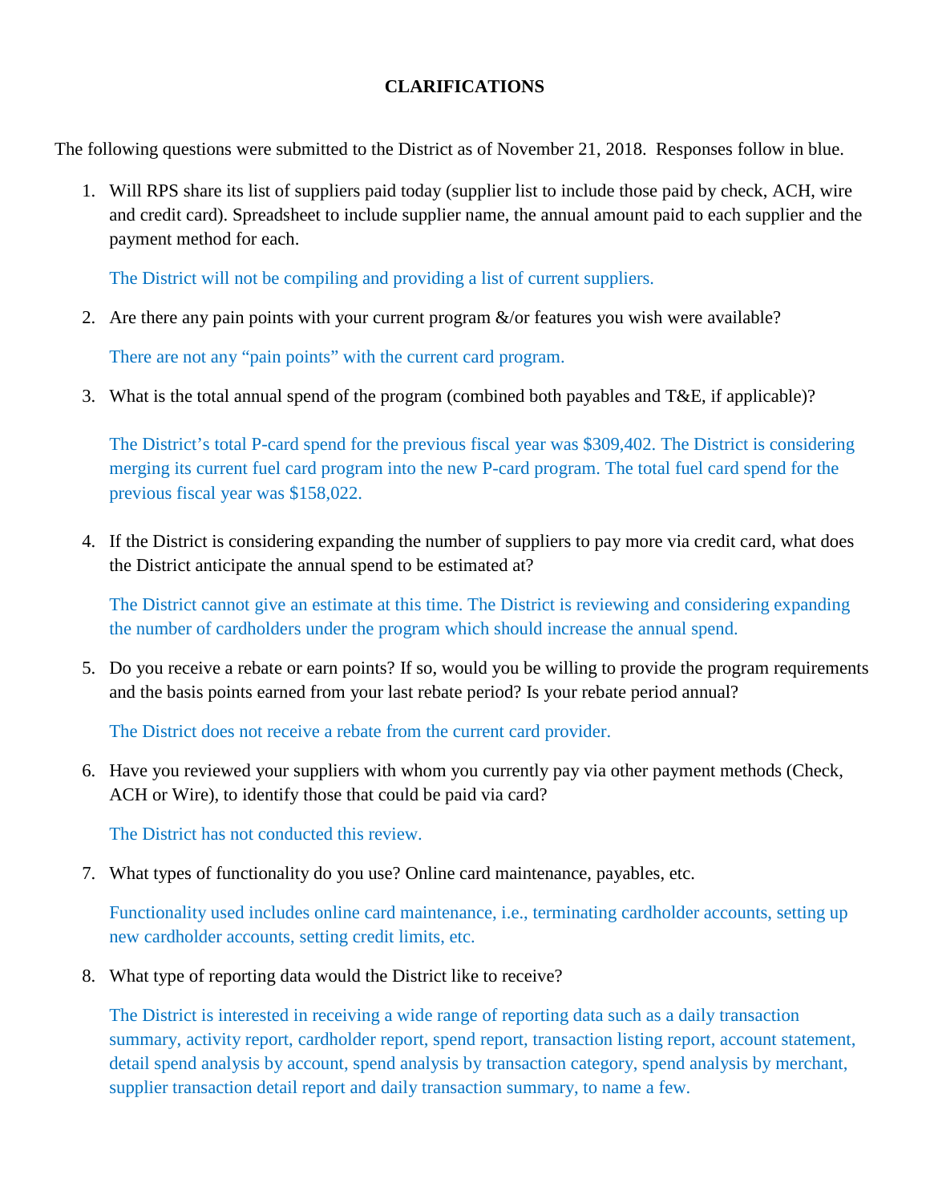# CLARIFICATIONS

The following questions were submitted to the District as of November 21, 2018. Responses follow in blue.

1. Will RPS share its list of suppliers paid today (supplier list to include those paid by check, ACH, wire and credit card). Spreadsheet to include supplier name, the annual amount paid to each supplier and the payment method for each.

   The District will not be compiling and providing a list of current suppliers.

2. Are there any pain points with your current program &/or features you wish were available?

   There are not any "pain points" with the current card program.

3. What is the total annual spend of the program (combined both payables and T&E, if applicable)?

   The District's total P-card spend for the previous fiscal year was $309,402. The District is considering merging its current fuel card program into the new P-card program. The total fuel card spend for the previous fiscal year was $158,022.

4. If the District is considering expanding the number of suppliers to pay more via credit card, what does the District anticipate the annual spend to be estimated at?

   The District cannot give an estimate at this time. The District is reviewing and considering expanding the number of cardholders under the program which should increase the annual spend.

5. Do you receive a rebate or earn points? If so, would you be willing to provide the program requirements and the basis points earned from your last rebate period? Is your rebate period annual?

   The District does not receive a rebate from the current card provider.

6. Have you reviewed your suppliers with whom you currently pay via other payment methods (Check, ACH or Wire), to identify those that could be paid via card?

   The District has not conducted this review.

7. What types of functionality do you use? Online card maintenance, payables, etc.

   Functionality used includes online card maintenance, i.e., terminating cardholder accounts, setting up new cardholder accounts, setting credit limits, etc.

8. What type of reporting data would the District like to receive?

   The District is interested in receiving a wide range of reporting data such as a daily transaction summary, activity report, cardholder report, spend report, transaction listing report, account statement, detail spend analysis by account, spend analysis by transaction category, spend analysis by merchant, supplier transaction detail report and daily transaction summary, to name a few.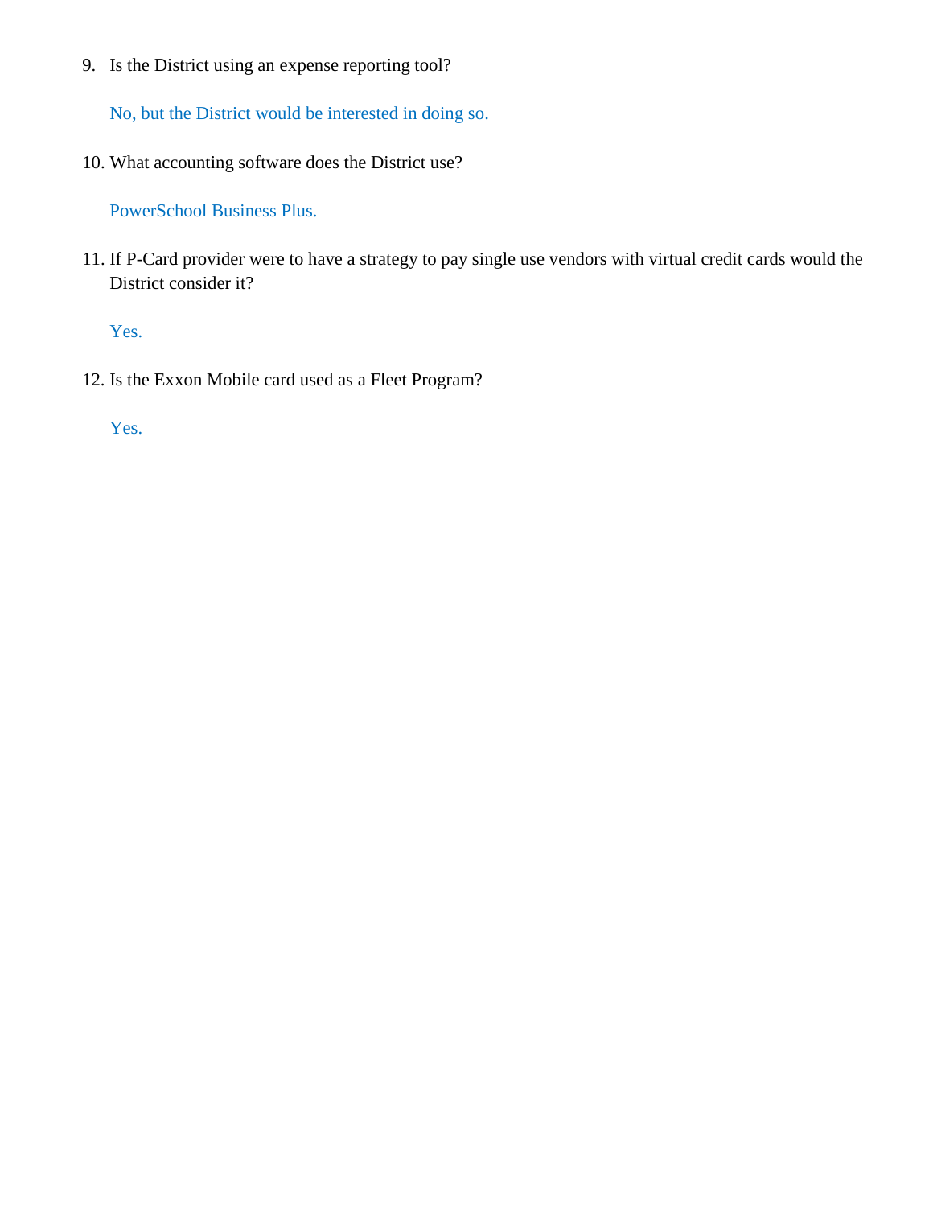9. Is the District using an expense reporting tool?

   No, but the District would be interested in doing so.

10. What accounting software does the District use?

    PowerSchool Business Plus.

11. If P-Card provider were to have a strategy to pay single use vendors with virtual credit cards would the District consider it?

    Yes.

12. Is the Exxon Mobile card used as a Fleet Program?

    Yes.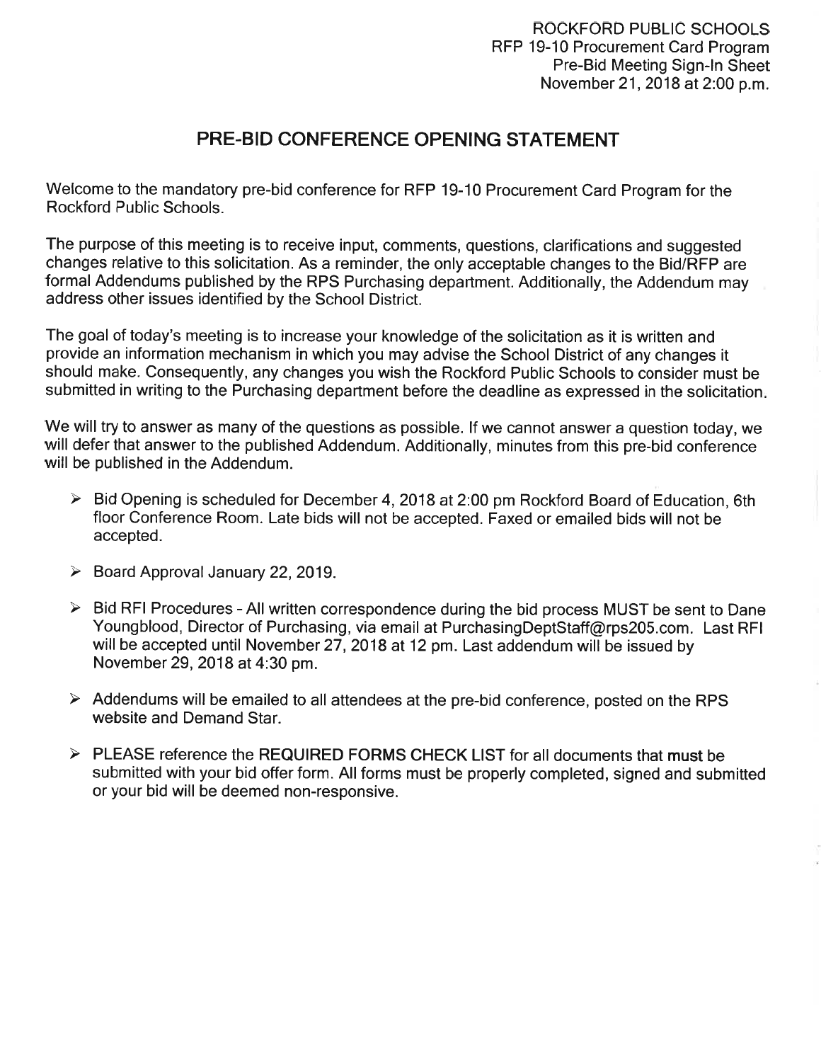ROCKFORD PUBLIC SCHOOLS
RFP 19-10 Procurement Card Program
Pre-Bid Meeting Sign-In Sheet
November 21, 2018 at 2:00 p.m.

# PRE-BID CONFERENCE OPENING STATEMENT

Welcome to the mandatory pre-bid conference for RFP 19-10 Procurement Card Program for the Rockford Public Schools.

The purpose of this meeting is to receive input, comments, questions, clarifications and suggested changes relative to this solicitation. As a reminder, the only acceptable changes to the Bid/RFP are formal Addendums published by the RPS Purchasing department. Additionally, the Addendum may address other issues identified by the School District.

The goal of today's meeting is to increase your knowledge of the solicitation as it is written and provide an information mechanism in which you may advise the School District of any changes it should make. Consequently, any changes you wish the Rockford Public Schools to consider must be submitted in writing to the Purchasing department before the deadline as expressed in the solicitation.

We will try to answer as many of the questions as possible. If we cannot answer a question today, we will defer that answer to the published Addendum. Additionally, minutes from this pre-bid conference will be published in the Addendum.

- Bid Opening is scheduled for December 4, 2018 at 2:00 pm Rockford Board of Education, 6th floor Conference Room. Late bids will not be accepted. Faxed or emailed bids will not be accepted.
- Board Approval January 22, 2019.
- Bid RFI Procedures - All written correspondence during the bid process MUST be sent to Dane Youngblood, Director of Purchasing, via email at PurchasingDeptStaff@rps205.com. Last RFI will be accepted until November 27, 2018 at 12 pm. Last addendum will be issued by November 29, 2018 at 4:30 pm.
- Addendums will be emailed to all attendees at the pre-bid conference, posted on the RPS website and Demand Star.
- PLEASE reference the **REQUIRED FORMS CHECK LIST** for all documents that **must** be submitted with your bid offer form. All forms must be properly completed, signed and submitted or your bid will be deemed non-responsive.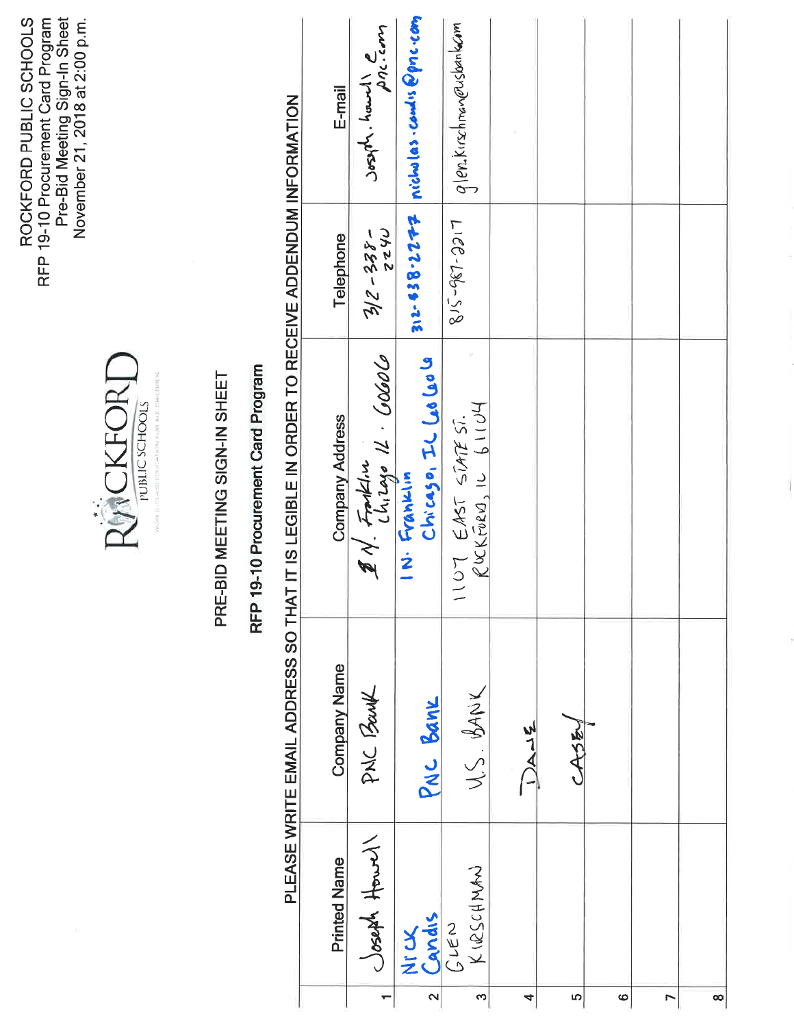ROCKFORD PUBLIC SCHOOLS
RFP 19-10 Procurement Card Program
Pre-Bid Meeting Sign-In Sheet
November 21, 2018 at 2:00 p.m.

ROCKFORD PUBLIC SCHOOLS

# PRE-BID MEETING SIGN-IN SHEET

## RFP 19-10 Procurement Card Program

PLEASE WRITE EMAIL ADDRESS SO THAT IT IS LEGIBLE IN ORDER TO RECEIVE ADDENDUM INFORMATION

| | Printed Name | Company Name | Company Address | Telephone | E-mail |
|---|---|---|---|---|---|
| 1 | Joseph Howell | PNC Bank | 1 N. Franklin Chicago IL. 60606 | 312-338-2240 | joseph.howell@pnc.com |
| 2 | Nick Candis | PNC Bank | 1 N. Franklin Chicago, IL 60606 | 312-338-2272 | nicholas.candis@pnc.com |
| 3 | GLEN KIRSCHMAN | U.S. BANK | 1107 EAST STATE ST. ROCKFORD, IL 61104 | 815-987-2217 | glen.kirschman@usbank.com |
| 4 | | DAVE | | | |
| 5 | | CASEY | | | |
| 6 | | | | | |
| 7 | | | | | |
| 8 | | | | | |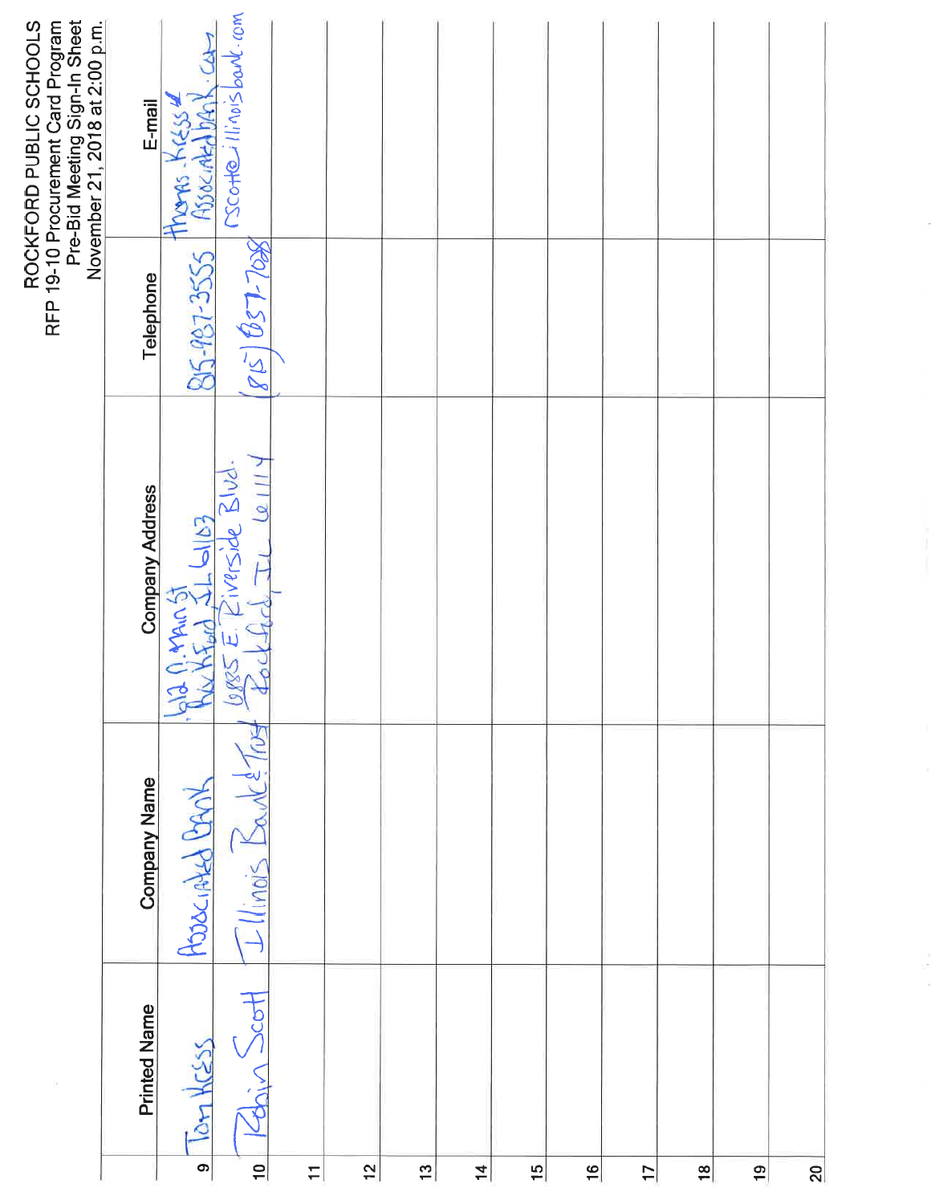# ROCKFORD PUBLIC SCHOOLS

RFP 19-10 Procurement Card Program
Pre-Bid Meeting Sign-In Sheet
November 21, 2018 at 2:00 p.m.

| | Printed Name | Company Name | Company Address | Telephone | E-mail |
|---|---|---|---|---|---|
| 9 | Tom Kress | Associated Bank | 612 N. Main St Rockford IL 61103 | 815-987-3555 | thomas.kress@associatedbank.com |
| 10 | Robin Scott | Illinois Bank & Trust | 6885 E Riverside Blvd. Rockford, IL 61114 | (815) 637-7088 | rscott@illinoisbank.com |
| 11 | | | | | |
| 12 | | | | | |
| 13 | | | | | |
| 14 | | | | | |
| 15 | | | | | |
| 16 | | | | | |
| 17 | | | | | |
| 18 | | | | | |
| 19 | | | | | |
| 20 | | | | | |